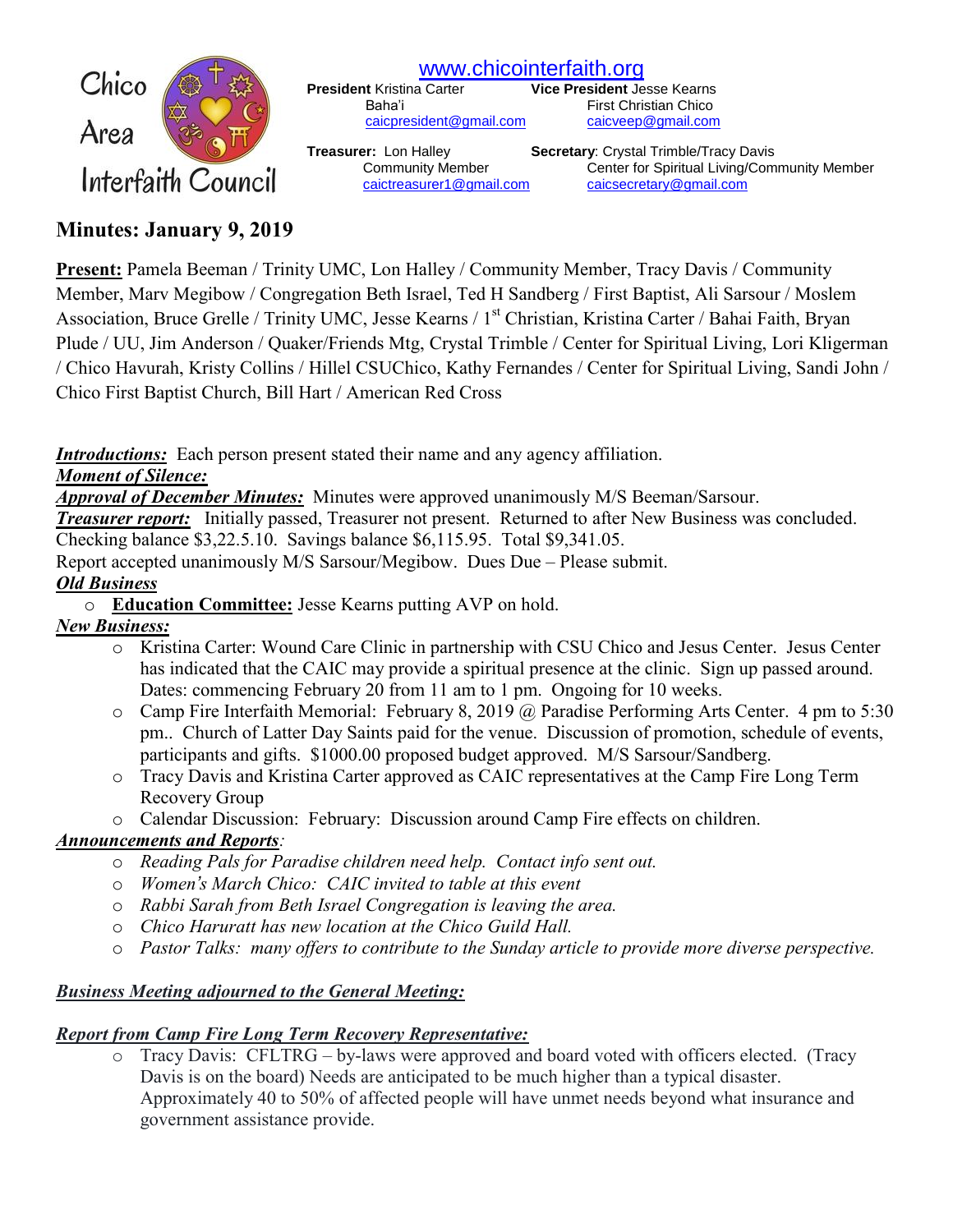Chico Area Interfaith Council

[www.chicointerfaith.org](http://www.chicointerfaith.org)

**President** Kristina Carter
Baha'i
caicpresident@gmail.com

**Vice President** Jesse Kearns
First Christian Chico
caicveep@gmail.com

**Treasurer:** Lon Halley
Community Member
caictreasurer1@gmail.com

**Secretary**: Crystal Trimble/Tracy Davis
Center for Spiritual Living/Community Member
caicsecretary@gmail.com

# Minutes: January 9, 2019

**Present:** Pamela Beeman / Trinity UMC, Lon Halley / Community Member, Tracy Davis / Community Member, Marv Megibow / Congregation Beth Israel, Ted H Sandberg / First Baptist, Ali Sarsour / Moslem Association, Bruce Grelle / Trinity UMC, Jesse Kearns / 1st Christian, Kristina Carter / Bahai Faith, Bryan Plude / UU, Jim Anderson / Quaker/Friends Mtg, Crystal Trimble / Center for Spiritual Living, Lori Kligerman / Chico Havurah, Kristy Collins / Hillel CSUChico, Kathy Fernandes / Center for Spiritual Living, Sandi John / Chico First Baptist Church, Bill Hart / American Red Cross

***Introductions:*** Each person present stated their name and any agency affiliation.

***Moment of Silence:***

***Approval of December Minutes:*** Minutes were approved unanimously M/S Beeman/Sarsour.

***Treasurer report:*** Initially passed, Treasurer not present. Returned to after New Business was concluded. Checking balance $3,22.5.10. Savings balance $6,115.95. Total $9,341.05.
Report accepted unanimously M/S Sarsour/Megibow. Dues Due – Please submit.

***Old Business***

- **Education Committee:** Jesse Kearns putting AVP on hold.

***New Business:***

- Kristina Carter: Wound Care Clinic in partnership with CSU Chico and Jesus Center. Jesus Center has indicated that the CAIC may provide a spiritual presence at the clinic. Sign up passed around. Dates: commencing February 20 from 11 am to 1 pm. Ongoing for 10 weeks.
- Camp Fire Interfaith Memorial: February 8, 2019 @ Paradise Performing Arts Center. 4 pm to 5:30 pm.. Church of Latter Day Saints paid for the venue. Discussion of promotion, schedule of events, participants and gifts. $1000.00 proposed budget approved. M/S Sarsour/Sandberg.
- Tracy Davis and Kristina Carter approved as CAIC representatives at the Camp Fire Long Term Recovery Group
- Calendar Discussion: February: Discussion around Camp Fire effects on children.

***Announcements and Reports****:*

- *Reading Pals for Paradise children need help. Contact info sent out.*
- *Women's March Chico: CAIC invited to table at this event*
- *Rabbi Sarah from Beth Israel Congregation is leaving the area.*
- *Chico Haruratt has new location at the Chico Guild Hall.*
- *Pastor Talks: many offers to contribute to the Sunday article to provide more diverse perspective.*

***Business Meeting adjourned to the General Meeting:***

***Report from Camp Fire Long Term Recovery Representative:***

- Tracy Davis: CFLTRG – by-laws were approved and board voted with officers elected. (Tracy Davis is on the board) Needs are anticipated to be much higher than a typical disaster. Approximately 40 to 50% of affected people will have unmet needs beyond what insurance and government assistance provide.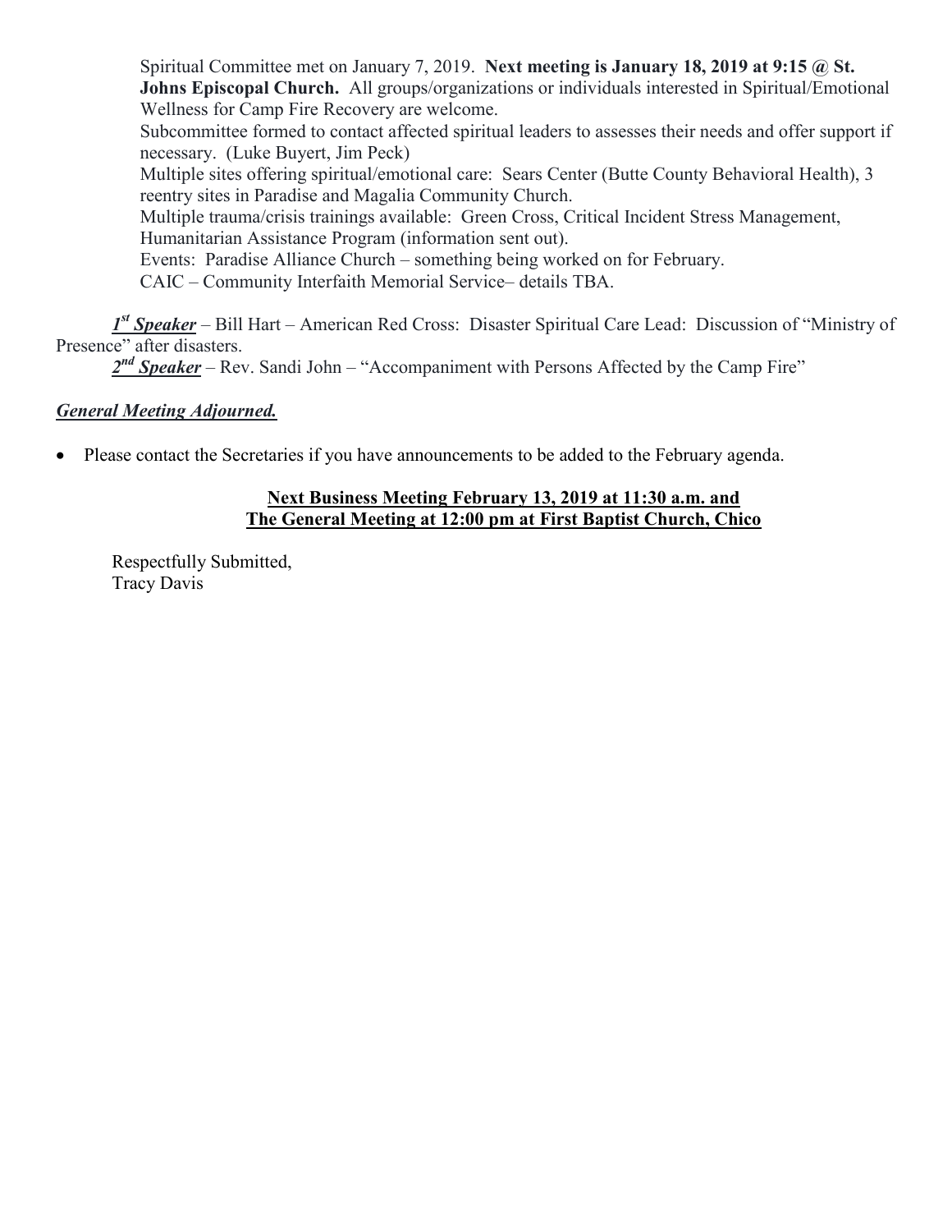Spiritual Committee met on January 7, 2019. **Next meeting is January 18, 2019 at 9:15 @ St. Johns Episcopal Church.** All groups/organizations or individuals interested in Spiritual/Emotional Wellness for Camp Fire Recovery are welcome.

Subcommittee formed to contact affected spiritual leaders to assesses their needs and offer support if necessary. (Luke Buyert, Jim Peck)

Multiple sites offering spiritual/emotional care: Sears Center (Butte County Behavioral Health), 3 reentry sites in Paradise and Magalia Community Church.

Multiple trauma/crisis trainings available: Green Cross, Critical Incident Stress Management, Humanitarian Assistance Program (information sent out).

Events: Paradise Alliance Church – something being worked on for February.

CAIC – Community Interfaith Memorial Service– details TBA.

***1st Speaker*** – Bill Hart – American Red Cross: Disaster Spiritual Care Lead: Discussion of "Ministry of Presence" after disasters.

***2nd Speaker*** – Rev. Sandi John – "Accompaniment with Persons Affected by the Camp Fire"

***General Meeting Adjourned.***

- Please contact the Secretaries if you have announcements to be added to the February agenda.

**Next Business Meeting February 13, 2019 at 11:30 a.m. and**
**The General Meeting at 12:00 pm at First Baptist Church, Chico**

Respectfully Submitted,
Tracy Davis